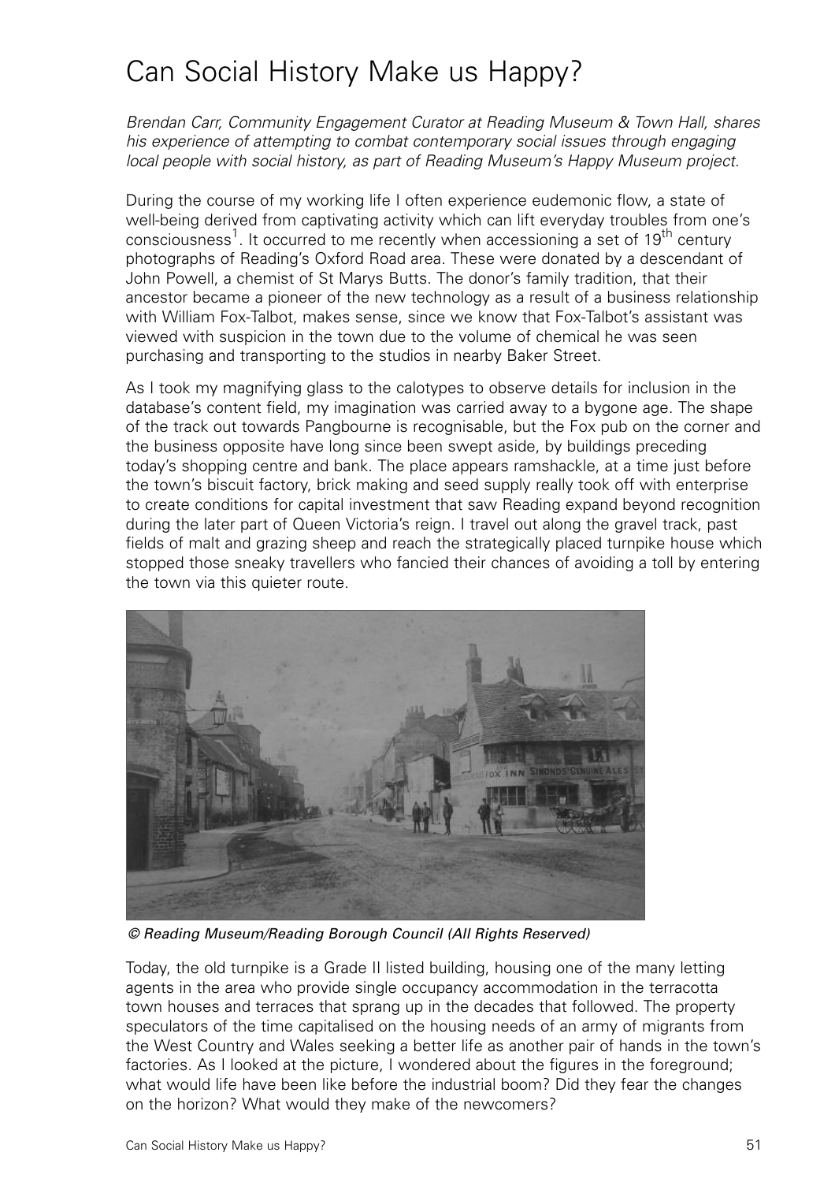# Can Social History Make us Happy?

*Brendan Carr, Community Engagement Curator at Reading Museum & Town Hall, shares his experience of attempting to combat contemporary social issues through engaging local people with social history, as part of Reading Museum's Happy Museum project.*

During the course of my working life I often experience eudemonic flow, a state of well-being derived from captivating activity which can lift everyday troubles from one's consciousness[1]. It occurred to me recently when accessioning a set of 19$^{th}$ century photographs of Reading's Oxford Road area. These were donated by a descendant of John Powell, a chemist of St Marys Butts. The donor's family tradition, that their ancestor became a pioneer of the new technology as a result of a business relationship with William Fox-Talbot, makes sense, since we know that Fox-Talbot's assistant was viewed with suspicion in the town due to the volume of chemical he was seen purchasing and transporting to the studios in nearby Baker Street.

As I took my magnifying glass to the calotypes to observe details for inclusion in the database's content field, my imagination was carried away to a bygone age. The shape of the track out towards Pangbourne is recognisable, but the Fox pub on the corner and the business opposite have long since been swept aside, by buildings preceding today's shopping centre and bank. The place appears ramshackle, at a time just before the town's biscuit factory, brick making and seed supply really took off with enterprise to create conditions for capital investment that saw Reading expand beyond recognition during the later part of Queen Victoria's reign. I travel out along the gravel track, past fields of malt and grazing sheep and reach the strategically placed turnpike house which stopped those sneaky travellers who fancied their chances of avoiding a toll by entering the town via this quieter route.

*© Reading Museum/Reading Borough Council (All Rights Reserved)*

Today, the old turnpike is a Grade II listed building, housing one of the many letting agents in the area who provide single occupancy accommodation in the terracotta town houses and terraces that sprang up in the decades that followed. The property speculators of the time capitalised on the housing needs of an army of migrants from the West Country and Wales seeking a better life as another pair of hands in the town's factories. As I looked at the picture, I wondered about the figures in the foreground; what would life have been like before the industrial boom? Did they fear the changes on the horizon? What would they make of the newcomers?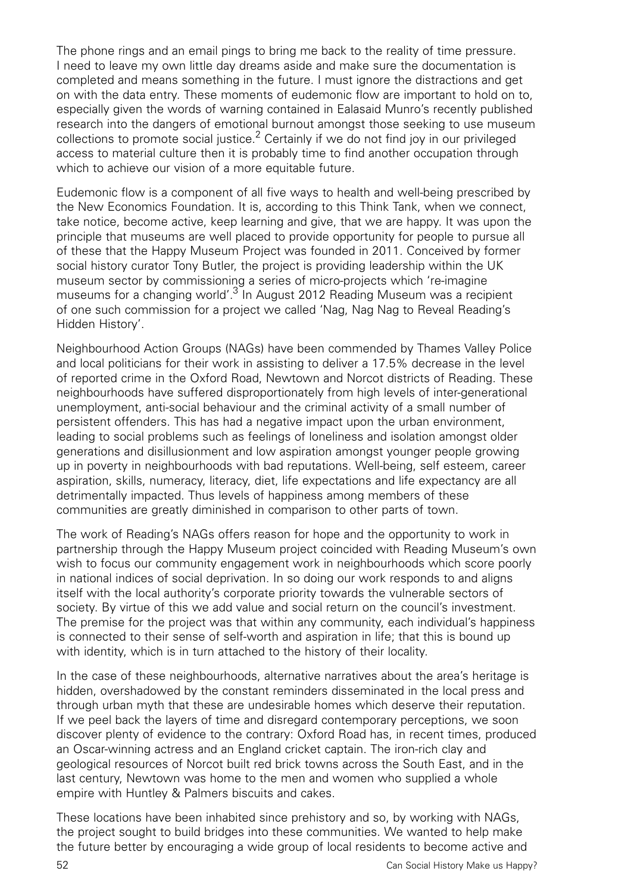The phone rings and an email pings to bring me back to the reality of time pressure. I need to leave my own little day dreams aside and make sure the documentation is completed and means something in the future. I must ignore the distractions and get on with the data entry. These moments of eudemonic flow are important to hold on to, especially given the words of warning contained in Ealasaid Munro's recently published research into the dangers of emotional burnout amongst those seeking to use museum collections to promote social justice.[2] Certainly if we do not find joy in our privileged access to material culture then it is probably time to find another occupation through which to achieve our vision of a more equitable future.

Eudemonic flow is a component of all five ways to health and well-being prescribed by the New Economics Foundation. It is, according to this Think Tank, when we connect, take notice, become active, keep learning and give, that we are happy. It was upon the principle that museums are well placed to provide opportunity for people to pursue all of these that the Happy Museum Project was founded in 2011. Conceived by former social history curator Tony Butler, the project is providing leadership within the UK museum sector by commissioning a series of micro-projects which 're-imagine museums for a changing world'.[3] In August 2012 Reading Museum was a recipient of one such commission for a project we called 'Nag, Nag Nag to Reveal Reading's Hidden History'.

Neighbourhood Action Groups (NAGs) have been commended by Thames Valley Police and local politicians for their work in assisting to deliver a 17.5% decrease in the level of reported crime in the Oxford Road, Newtown and Norcot districts of Reading. These neighbourhoods have suffered disproportionately from high levels of inter-generational unemployment, anti-social behaviour and the criminal activity of a small number of persistent offenders. This has had a negative impact upon the urban environment, leading to social problems such as feelings of loneliness and isolation amongst older generations and disillusionment and low aspiration amongst younger people growing up in poverty in neighbourhoods with bad reputations. Well-being, self esteem, career aspiration, skills, numeracy, literacy, diet, life expectations and life expectancy are all detrimentally impacted. Thus levels of happiness among members of these communities are greatly diminished in comparison to other parts of town.

The work of Reading's NAGs offers reason for hope and the opportunity to work in partnership through the Happy Museum project coincided with Reading Museum's own wish to focus our community engagement work in neighbourhoods which score poorly in national indices of social deprivation. In so doing our work responds to and aligns itself with the local authority's corporate priority towards the vulnerable sectors of society. By virtue of this we add value and social return on the council's investment. The premise for the project was that within any community, each individual's happiness is connected to their sense of self-worth and aspiration in life; that this is bound up with identity, which is in turn attached to the history of their locality.

In the case of these neighbourhoods, alternative narratives about the area's heritage is hidden, overshadowed by the constant reminders disseminated in the local press and through urban myth that these are undesirable homes which deserve their reputation. If we peel back the layers of time and disregard contemporary perceptions, we soon discover plenty of evidence to the contrary: Oxford Road has, in recent times, produced an Oscar-winning actress and an England cricket captain. The iron-rich clay and geological resources of Norcot built red brick towns across the South East, and in the last century, Newtown was home to the men and women who supplied a whole empire with Huntley & Palmers biscuits and cakes.

These locations have been inhabited since prehistory and so, by working with NAGs, the project sought to build bridges into these communities. We wanted to help make the future better by encouraging a wide group of local residents to become active and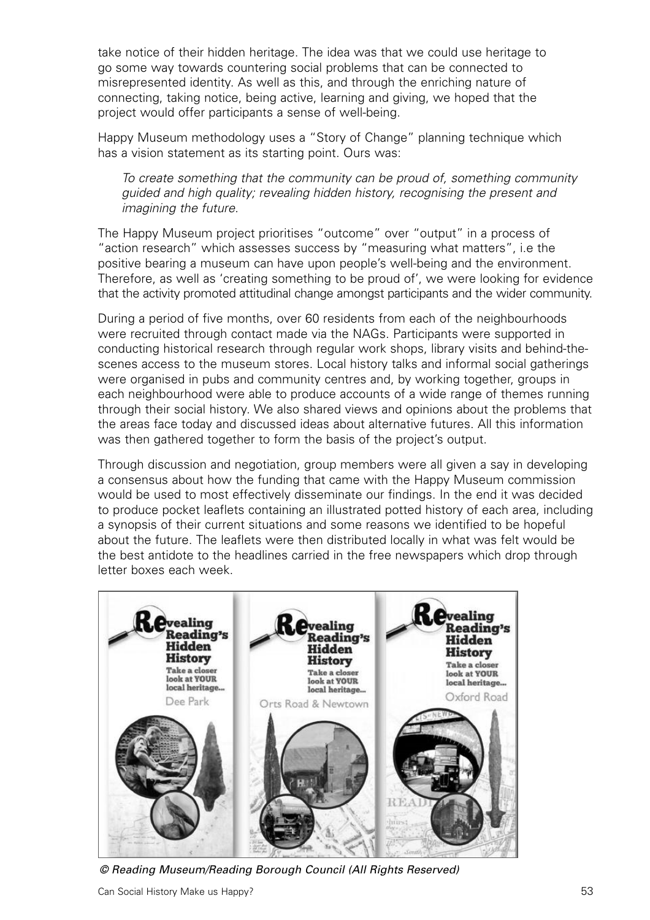take notice of their hidden heritage. The idea was that we could use heritage to go some way towards countering social problems that can be connected to misrepresented identity. As well as this, and through the enriching nature of connecting, taking notice, being active, learning and giving, we hoped that the project would offer participants a sense of well-being.

Happy Museum methodology uses a "Story of Change" planning technique which has a vision statement as its starting point. Ours was:

> *To create something that the community can be proud of, something community guided and high quality; revealing hidden history, recognising the present and imagining the future.*

The Happy Museum project prioritises "outcome" over "output" in a process of "action research" which assesses success by "measuring what matters", i.e the positive bearing a museum can have upon people's well-being and the environment. Therefore, as well as 'creating something to be proud of', we were looking for evidence that the activity promoted attitudinal change amongst participants and the wider community.

During a period of five months, over 60 residents from each of the neighbourhoods were recruited through contact made via the NAGs. Participants were supported in conducting historical research through regular work shops, library visits and behind-the-scenes access to the museum stores. Local history talks and informal social gatherings were organised in pubs and community centres and, by working together, groups in each neighbourhood were able to produce accounts of a wide range of themes running through their social history. We also shared views and opinions about the problems that the areas face today and discussed ideas about alternative futures. All this information was then gathered together to form the basis of the project's output.

Through discussion and negotiation, group members were all given a say in developing a consensus about how the funding that came with the Happy Museum commission would be used to most effectively disseminate our findings. In the end it was decided to produce pocket leaflets containing an illustrated potted history of each area, including a synopsis of their current situations and some reasons we identified to be hopeful about the future. The leaflets were then distributed locally in what was felt would be the best antidote to the headlines carried in the free newspapers which drop through letter boxes each week.

*© Reading Museum/Reading Borough Council (All Rights Reserved)*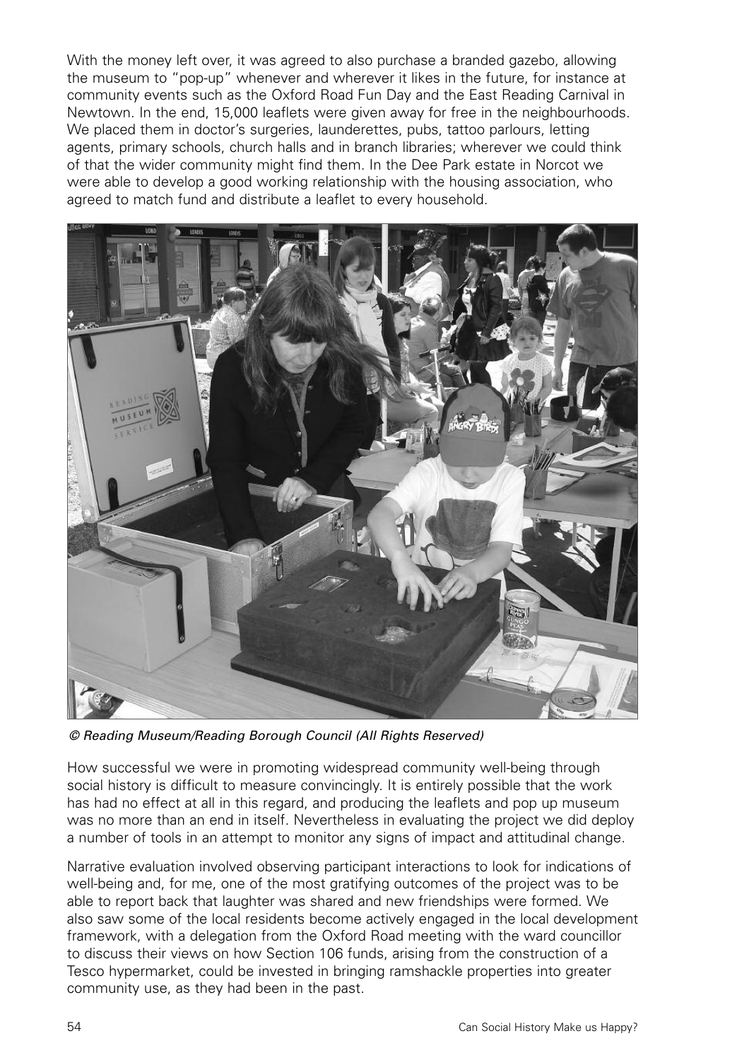With the money left over, it was agreed to also purchase a branded gazebo, allowing the museum to "pop-up" whenever and wherever it likes in the future, for instance at community events such as the Oxford Road Fun Day and the East Reading Carnival in Newtown. In the end, 15,000 leaflets were given away for free in the neighbourhoods. We placed them in doctor's surgeries, launderettes, pubs, tattoo parlours, letting agents, primary schools, church halls and in branch libraries; wherever we could think of that the wider community might find them. In the Dee Park estate in Norcot we were able to develop a good working relationship with the housing association, who agreed to match fund and distribute a leaflet to every household.

*© Reading Museum/Reading Borough Council (All Rights Reserved)*

How successful we were in promoting widespread community well-being through social history is difficult to measure convincingly. It is entirely possible that the work has had no effect at all in this regard, and producing the leaflets and pop up museum was no more than an end in itself. Nevertheless in evaluating the project we did deploy a number of tools in an attempt to monitor any signs of impact and attitudinal change.

Narrative evaluation involved observing participant interactions to look for indications of well-being and, for me, one of the most gratifying outcomes of the project was to be able to report back that laughter was shared and new friendships were formed. We also saw some of the local residents become actively engaged in the local development framework, with a delegation from the Oxford Road meeting with the ward councillor to discuss their views on how Section 106 funds, arising from the construction of a Tesco hypermarket, could be invested in bringing ramshackle properties into greater community use, as they had been in the past.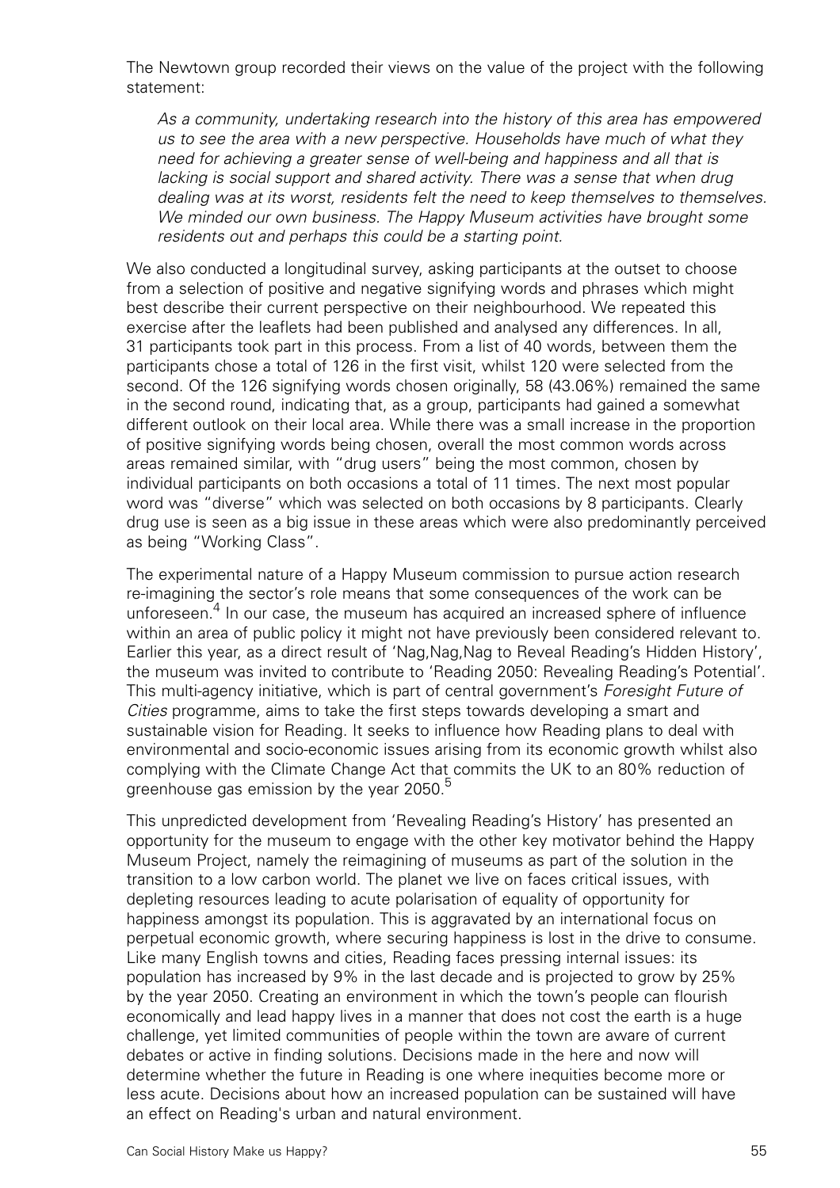The Newtown group recorded their views on the value of the project with the following statement:

> *As a community, undertaking research into the history of this area has empowered us to see the area with a new perspective. Households have much of what they need for achieving a greater sense of well-being and happiness and all that is lacking is social support and shared activity. There was a sense that when drug dealing was at its worst, residents felt the need to keep themselves to themselves. We minded our own business. The Happy Museum activities have brought some residents out and perhaps this could be a starting point.*

We also conducted a longitudinal survey, asking participants at the outset to choose from a selection of positive and negative signifying words and phrases which might best describe their current perspective on their neighbourhood. We repeated this exercise after the leaflets had been published and analysed any differences. In all, 31 participants took part in this process. From a list of 40 words, between them the participants chose a total of 126 in the first visit, whilst 120 were selected from the second. Of the 126 signifying words chosen originally, 58 (43.06%) remained the same in the second round, indicating that, as a group, participants had gained a somewhat different outlook on their local area. While there was a small increase in the proportion of positive signifying words being chosen, overall the most common words across areas remained similar, with "drug users" being the most common, chosen by individual participants on both occasions a total of 11 times. The next most popular word was "diverse" which was selected on both occasions by 8 participants. Clearly drug use is seen as a big issue in these areas which were also predominantly perceived as being "Working Class".

The experimental nature of a Happy Museum commission to pursue action research re-imagining the sector's role means that some consequences of the work can be unforeseen.[4] In our case, the museum has acquired an increased sphere of influence within an area of public policy it might not have previously been considered relevant to. Earlier this year, as a direct result of 'Nag,Nag,Nag to Reveal Reading's Hidden History', the museum was invited to contribute to 'Reading 2050: Revealing Reading's Potential'. This multi-agency initiative, which is part of central government's *Foresight Future of Cities* programme, aims to take the first steps towards developing a smart and sustainable vision for Reading. It seeks to influence how Reading plans to deal with environmental and socio-economic issues arising from its economic growth whilst also complying with the Climate Change Act that commits the UK to an 80% reduction of greenhouse gas emission by the year 2050.[5]

This unpredicted development from 'Revealing Reading's History' has presented an opportunity for the museum to engage with the other key motivator behind the Happy Museum Project, namely the reimagining of museums as part of the solution in the transition to a low carbon world. The planet we live on faces critical issues, with depleting resources leading to acute polarisation of equality of opportunity for happiness amongst its population. This is aggravated by an international focus on perpetual economic growth, where securing happiness is lost in the drive to consume. Like many English towns and cities, Reading faces pressing internal issues: its population has increased by 9% in the last decade and is projected to grow by 25% by the year 2050. Creating an environment in which the town's people can flourish economically and lead happy lives in a manner that does not cost the earth is a huge challenge, yet limited communities of people within the town are aware of current debates or active in finding solutions. Decisions made in the here and now will determine whether the future in Reading is one where inequities become more or less acute. Decisions about how an increased population can be sustained will have an effect on Reading's urban and natural environment.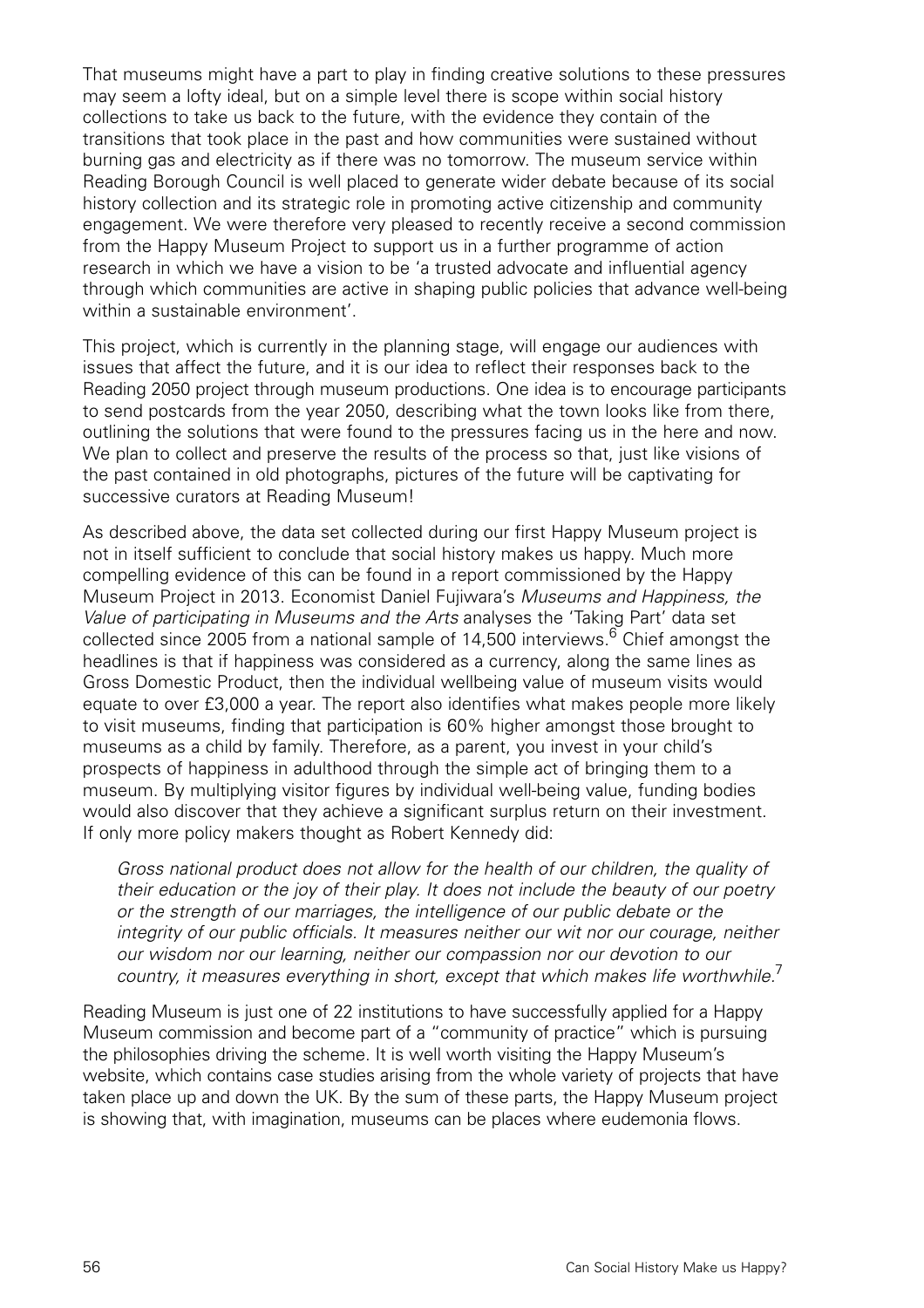That museums might have a part to play in finding creative solutions to these pressures may seem a lofty ideal, but on a simple level there is scope within social history collections to take us back to the future, with the evidence they contain of the transitions that took place in the past and how communities were sustained without burning gas and electricity as if there was no tomorrow. The museum service within Reading Borough Council is well placed to generate wider debate because of its social history collection and its strategic role in promoting active citizenship and community engagement. We were therefore very pleased to recently receive a second commission from the Happy Museum Project to support us in a further programme of action research in which we have a vision to be 'a trusted advocate and influential agency through which communities are active in shaping public policies that advance well-being within a sustainable environment'.

This project, which is currently in the planning stage, will engage our audiences with issues that affect the future, and it is our idea to reflect their responses back to the Reading 2050 project through museum productions. One idea is to encourage participants to send postcards from the year 2050, describing what the town looks like from there, outlining the solutions that were found to the pressures facing us in the here and now. We plan to collect and preserve the results of the process so that, just like visions of the past contained in old photographs, pictures of the future will be captivating for successive curators at Reading Museum!

As described above, the data set collected during our first Happy Museum project is not in itself sufficient to conclude that social history makes us happy. Much more compelling evidence of this can be found in a report commissioned by the Happy Museum Project in 2013. Economist Daniel Fujiwara's *Museums and Happiness, the Value of participating in Museums and the Arts* analyses the 'Taking Part' data set collected since 2005 from a national sample of 14,500 interviews.[6] Chief amongst the headlines is that if happiness was considered as a currency, along the same lines as Gross Domestic Product, then the individual wellbeing value of museum visits would equate to over £3,000 a year. The report also identifies what makes people more likely to visit museums, finding that participation is 60% higher amongst those brought to museums as a child by family. Therefore, as a parent, you invest in your child's prospects of happiness in adulthood through the simple act of bringing them to a museum. By multiplying visitor figures by individual well-being value, funding bodies would also discover that they achieve a significant surplus return on their investment. If only more policy makers thought as Robert Kennedy did:

> *Gross national product does not allow for the health of our children, the quality of their education or the joy of their play. It does not include the beauty of our poetry or the strength of our marriages, the intelligence of our public debate or the integrity of our public officials. It measures neither our wit nor our courage, neither our wisdom nor our learning, neither our compassion nor our devotion to our country, it measures everything in short, except that which makes life worthwhile.*[7]

Reading Museum is just one of 22 institutions to have successfully applied for a Happy Museum commission and become part of a "community of practice" which is pursuing the philosophies driving the scheme. It is well worth visiting the Happy Museum's website, which contains case studies arising from the whole variety of projects that have taken place up and down the UK. By the sum of these parts, the Happy Museum project is showing that, with imagination, museums can be places where eudemonia flows.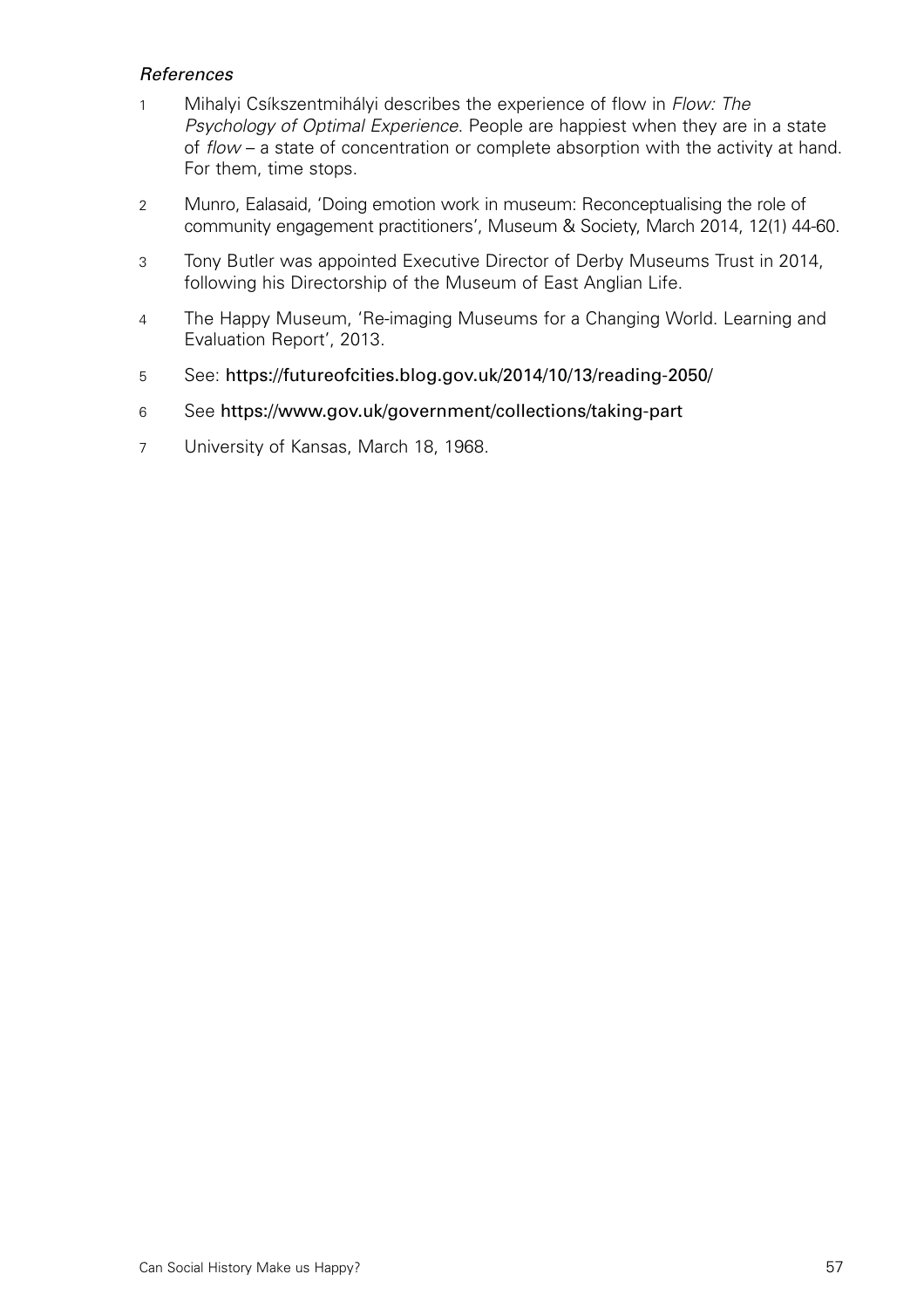*References*

1. Mihalyi Csíkszentmihályi describes the experience of flow in *Flow: The Psychology of Optimal Experience*. People are happiest when they are in a state of *flow* – a state of concentration or complete absorption with the activity at hand. For them, time stops.
2. Munro, Ealasaid, 'Doing emotion work in museum: Reconceptualising the role of community engagement practitioners', Museum & Society, March 2014, 12(1) 44-60.
3. Tony Butler was appointed Executive Director of Derby Museums Trust in 2014, following his Directorship of the Museum of East Anglian Life.
4. The Happy Museum, 'Re-imaging Museums for a Changing World. Learning and Evaluation Report', 2013.
5. See: https://futureofcities.blog.gov.uk/2014/10/13/reading-2050/
6. See https://www.gov.uk/government/collections/taking-part
7. University of Kansas, March 18, 1968.